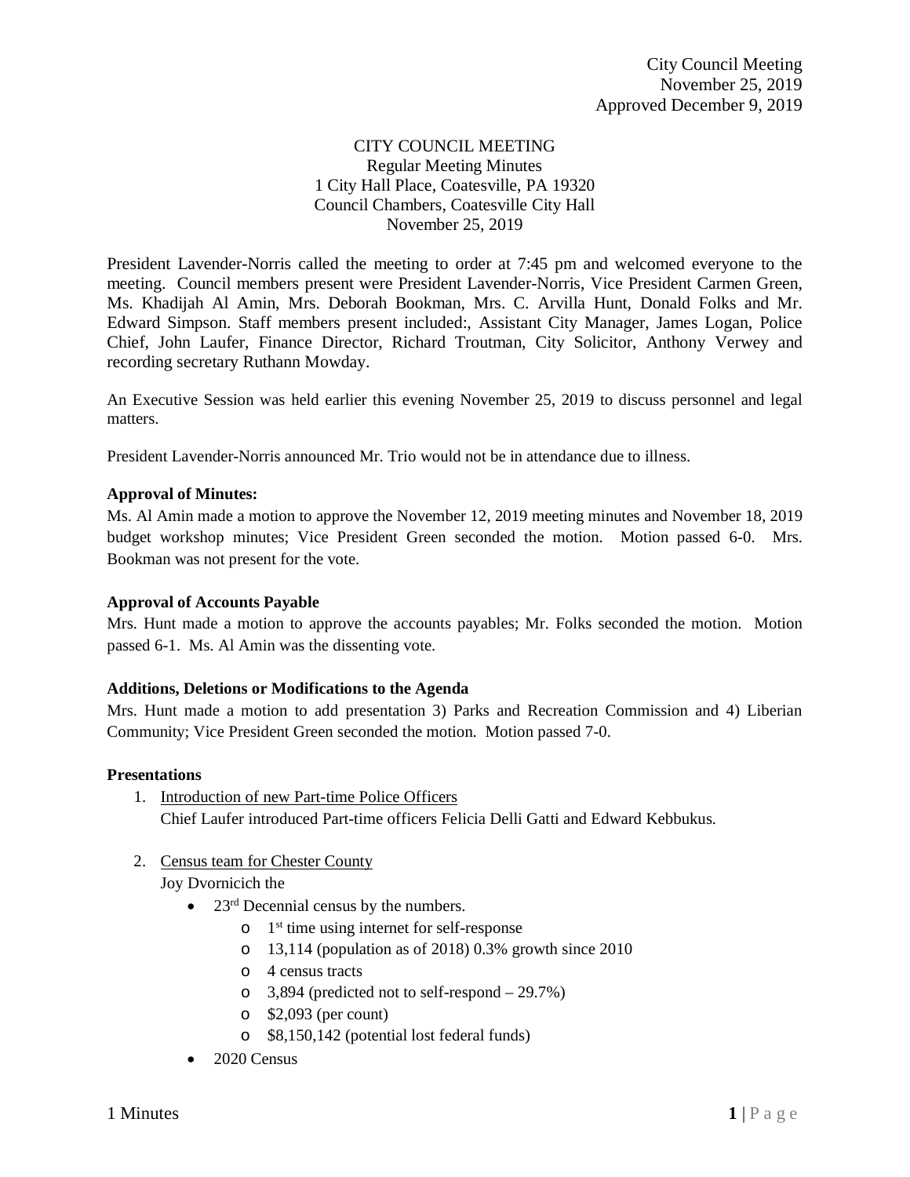City Council Meeting
November 25, 2019
Approved December 9, 2019

CITY COUNCIL MEETING
Regular Meeting Minutes
1 City Hall Place, Coatesville, PA 19320
Council Chambers, Coatesville City Hall
November 25, 2019

President Lavender-Norris called the meeting to order at 7:45 pm and welcomed everyone to the meeting. Council members present were President Lavender-Norris, Vice President Carmen Green, Ms. Khadijah Al Amin, Mrs. Deborah Bookman, Mrs. C. Arvilla Hunt, Donald Folks and Mr. Edward Simpson. Staff members present included:, Assistant City Manager, James Logan, Police Chief, John Laufer, Finance Director, Richard Troutman, City Solicitor, Anthony Verwey and recording secretary Ruthann Mowday.

An Executive Session was held earlier this evening November 25, 2019 to discuss personnel and legal matters.

President Lavender-Norris announced Mr. Trio would not be in attendance due to illness.

**Approval of Minutes:**

Ms. Al Amin made a motion to approve the November 12, 2019 meeting minutes and November 18, 2019 budget workshop minutes; Vice President Green seconded the motion. Motion passed 6-0. Mrs. Bookman was not present for the vote.

**Approval of Accounts Payable**

Mrs. Hunt made a motion to approve the accounts payables; Mr. Folks seconded the motion. Motion passed 6-1. Ms. Al Amin was the dissenting vote.

**Additions, Deletions or Modifications to the Agenda**

Mrs. Hunt made a motion to add presentation 3) Parks and Recreation Commission and 4) Liberian Community; Vice President Green seconded the motion. Motion passed 7-0.

**Presentations**

1. Introduction of new Part-time Police Officers
   Chief Laufer introduced Part-time officers Felicia Delli Gatti and Edward Kebbukus.

2. Census team for Chester County
   Joy Dvornicich the
   - 23rd Decennial census by the numbers.
     - 1st time using internet for self-response
     - 13,114 (population as of 2018) 0.3% growth since 2010
     - 4 census tracts
     - 3,894 (predicted not to self-respond – 29.7%)
     - $2,093 (per count)
     - $8,150,142 (potential lost federal funds)
   - 2020 Census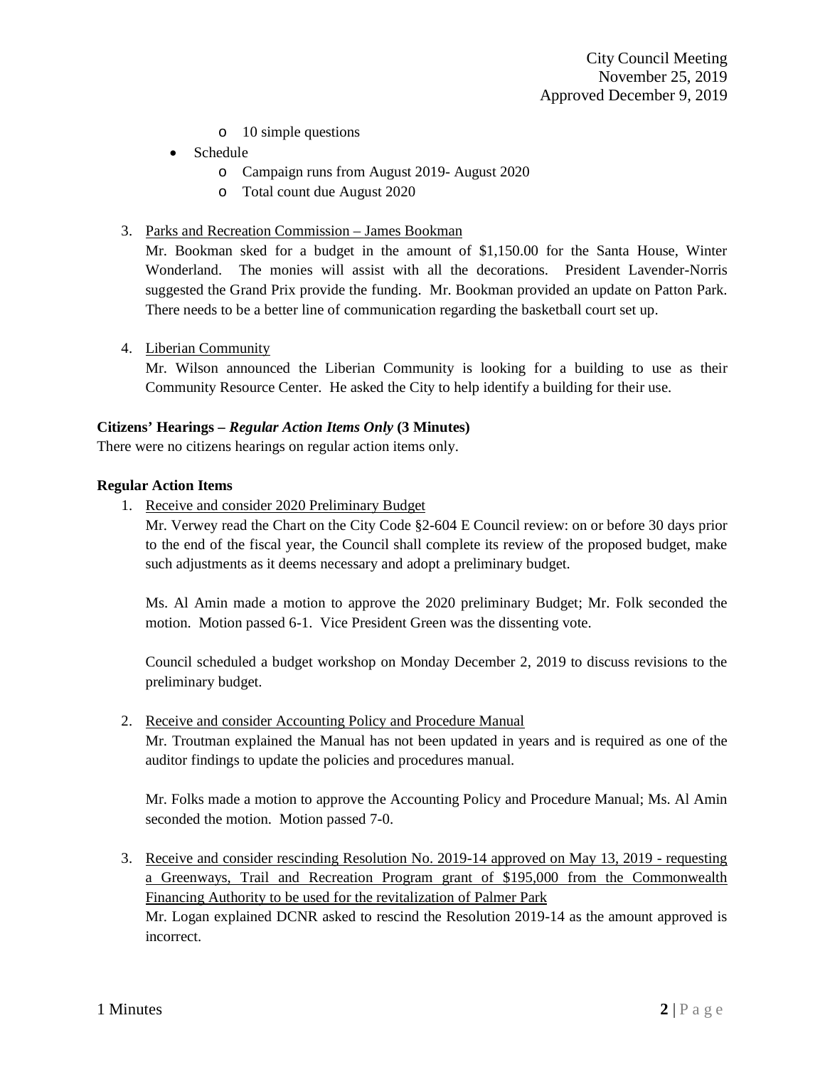- 10 simple questions
- Schedule
  - Campaign runs from August 2019- August 2020
  - Total count due August 2020

3. Parks and Recreation Commission – James Bookman

   Mr. Bookman sked for a budget in the amount of $1,150.00 for the Santa House, Winter Wonderland. The monies will assist with all the decorations. President Lavender-Norris suggested the Grand Prix provide the funding. Mr. Bookman provided an update on Patton Park. There needs to be a better line of communication regarding the basketball court set up.

4. Liberian Community

   Mr. Wilson announced the Liberian Community is looking for a building to use as their Community Resource Center. He asked the City to help identify a building for their use.

**Citizens' Hearings – *Regular Action Items Only* (3 Minutes)**

There were no citizens hearings on regular action items only.

**Regular Action Items**

1. Receive and consider 2020 Preliminary Budget

   Mr. Verwey read the Chart on the City Code §2-604 E Council review: on or before 30 days prior to the end of the fiscal year, the Council shall complete its review of the proposed budget, make such adjustments as it deems necessary and adopt a preliminary budget.

   Ms. Al Amin made a motion to approve the 2020 preliminary Budget; Mr. Folk seconded the motion. Motion passed 6-1. Vice President Green was the dissenting vote.

   Council scheduled a budget workshop on Monday December 2, 2019 to discuss revisions to the preliminary budget.

2. Receive and consider Accounting Policy and Procedure Manual

   Mr. Troutman explained the Manual has not been updated in years and is required as one of the auditor findings to update the policies and procedures manual.

   Mr. Folks made a motion to approve the Accounting Policy and Procedure Manual; Ms. Al Amin seconded the motion. Motion passed 7-0.

3. Receive and consider rescinding Resolution No. 2019-14 approved on May 13, 2019 - requesting a Greenways, Trail and Recreation Program grant of $195,000 from the Commonwealth Financing Authority to be used for the revitalization of Palmer Park

   Mr. Logan explained DCNR asked to rescind the Resolution 2019-14 as the amount approved is incorrect.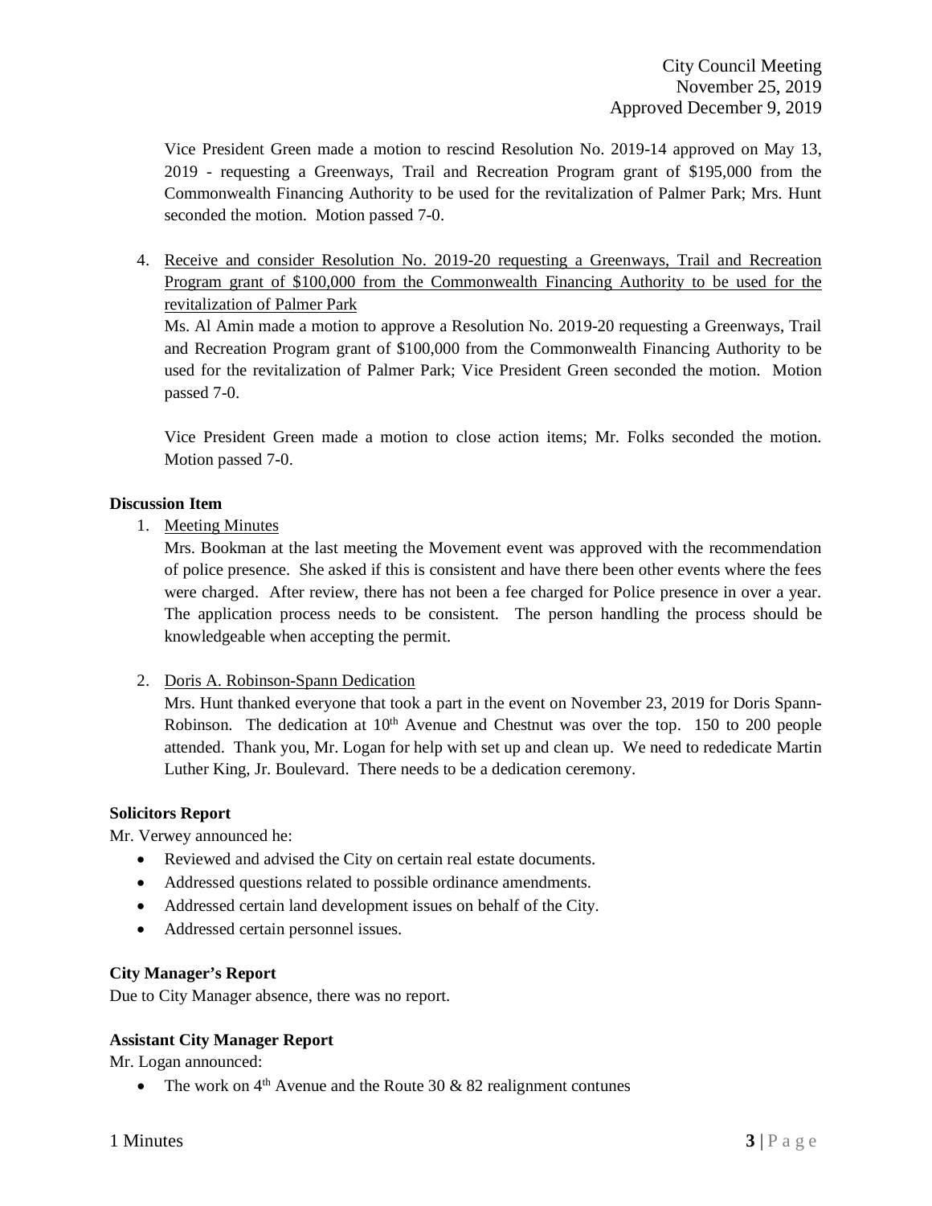Vice President Green made a motion to rescind Resolution No. 2019-14 approved on May 13, 2019 - requesting a Greenways, Trail and Recreation Program grant of $195,000 from the Commonwealth Financing Authority to be used for the revitalization of Palmer Park; Mrs. Hunt seconded the motion. Motion passed 7-0.

4. Receive and consider Resolution No. 2019-20 requesting a Greenways, Trail and Recreation Program grant of $100,000 from the Commonwealth Financing Authority to be used for the revitalization of Palmer Park

   Ms. Al Amin made a motion to approve a Resolution No. 2019-20 requesting a Greenways, Trail and Recreation Program grant of $100,000 from the Commonwealth Financing Authority to be used for the revitalization of Palmer Park; Vice President Green seconded the motion. Motion passed 7-0.

   Vice President Green made a motion to close action items; Mr. Folks seconded the motion. Motion passed 7-0.

**Discussion Item**

1. Meeting Minutes

   Mrs. Bookman at the last meeting the Movement event was approved with the recommendation of police presence. She asked if this is consistent and have there been other events where the fees were charged. After review, there has not been a fee charged for Police presence in over a year. The application process needs to be consistent. The person handling the process should be knowledgeable when accepting the permit.

2. Doris A. Robinson-Spann Dedication

   Mrs. Hunt thanked everyone that took a part in the event on November 23, 2019 for Doris Spann-Robinson. The dedication at 10th Avenue and Chestnut was over the top. 150 to 200 people attended. Thank you, Mr. Logan for help with set up and clean up. We need to rededicate Martin Luther King, Jr. Boulevard. There needs to be a dedication ceremony.

**Solicitors Report**

Mr. Verwey announced he:

- Reviewed and advised the City on certain real estate documents.
- Addressed questions related to possible ordinance amendments.
- Addressed certain land development issues on behalf of the City.
- Addressed certain personnel issues.

**City Manager's Report**

Due to City Manager absence, there was no report.

**Assistant City Manager Report**

Mr. Logan announced:

- The work on 4th Avenue and the Route 30 & 82 realignment contunes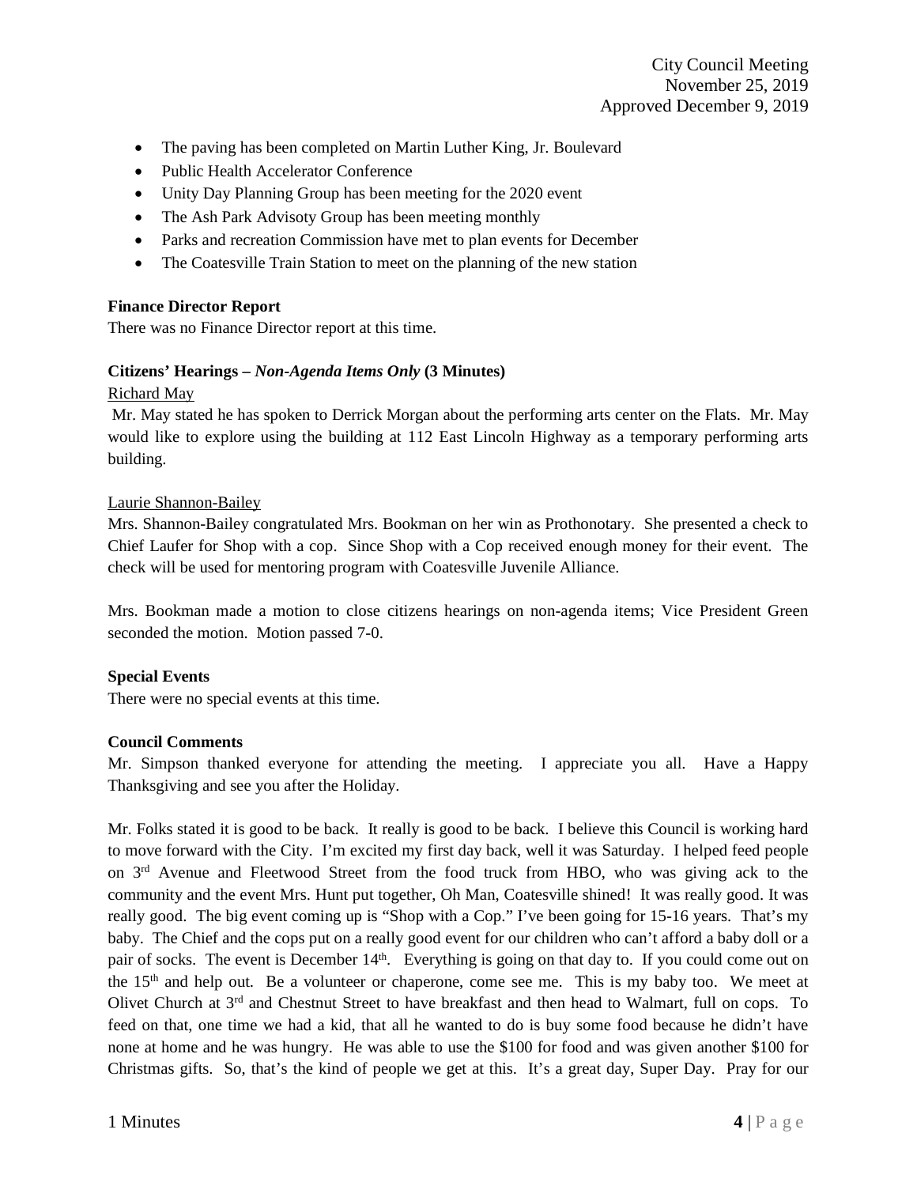- The paving has been completed on Martin Luther King, Jr. Boulevard
- Public Health Accelerator Conference
- Unity Day Planning Group has been meeting for the 2020 event
- The Ash Park Advisoty Group has been meeting monthly
- Parks and recreation Commission have met to plan events for December
- The Coatesville Train Station to meet on the planning of the new station

**Finance Director Report**

There was no Finance Director report at this time.

**Citizens' Hearings –** ***Non-Agenda Items Only*** **(3 Minutes)**

Richard May

Mr. May stated he has spoken to Derrick Morgan about the performing arts center on the Flats. Mr. May would like to explore using the building at 112 East Lincoln Highway as a temporary performing arts building.

Laurie Shannon-Bailey

Mrs. Shannon-Bailey congratulated Mrs. Bookman on her win as Prothonotary. She presented a check to Chief Laufer for Shop with a cop. Since Shop with a Cop received enough money for their event. The check will be used for mentoring program with Coatesville Juvenile Alliance.

Mrs. Bookman made a motion to close citizens hearings on non-agenda items; Vice President Green seconded the motion. Motion passed 7-0.

**Special Events**

There were no special events at this time.

**Council Comments**

Mr. Simpson thanked everyone for attending the meeting. I appreciate you all. Have a Happy Thanksgiving and see you after the Holiday.

Mr. Folks stated it is good to be back. It really is good to be back. I believe this Council is working hard to move forward with the City. I'm excited my first day back, well it was Saturday. I helped feed people on 3rd Avenue and Fleetwood Street from the food truck from HBO, who was giving ack to the community and the event Mrs. Hunt put together, Oh Man, Coatesville shined! It was really good. It was really good. The big event coming up is "Shop with a Cop." I've been going for 15-16 years. That's my baby. The Chief and the cops put on a really good event for our children who can't afford a baby doll or a pair of socks. The event is December 14th. Everything is going on that day to. If you could come out on the 15th and help out. Be a volunteer or chaperone, come see me. This is my baby too. We meet at Olivet Church at 3rd and Chestnut Street to have breakfast and then head to Walmart, full on cops. To feed on that, one time we had a kid, that all he wanted to do is buy some food because he didn't have none at home and he was hungry. He was able to use the $100 for food and was given another $100 for Christmas gifts. So, that's the kind of people we get at this. It's a great day, Super Day. Pray for our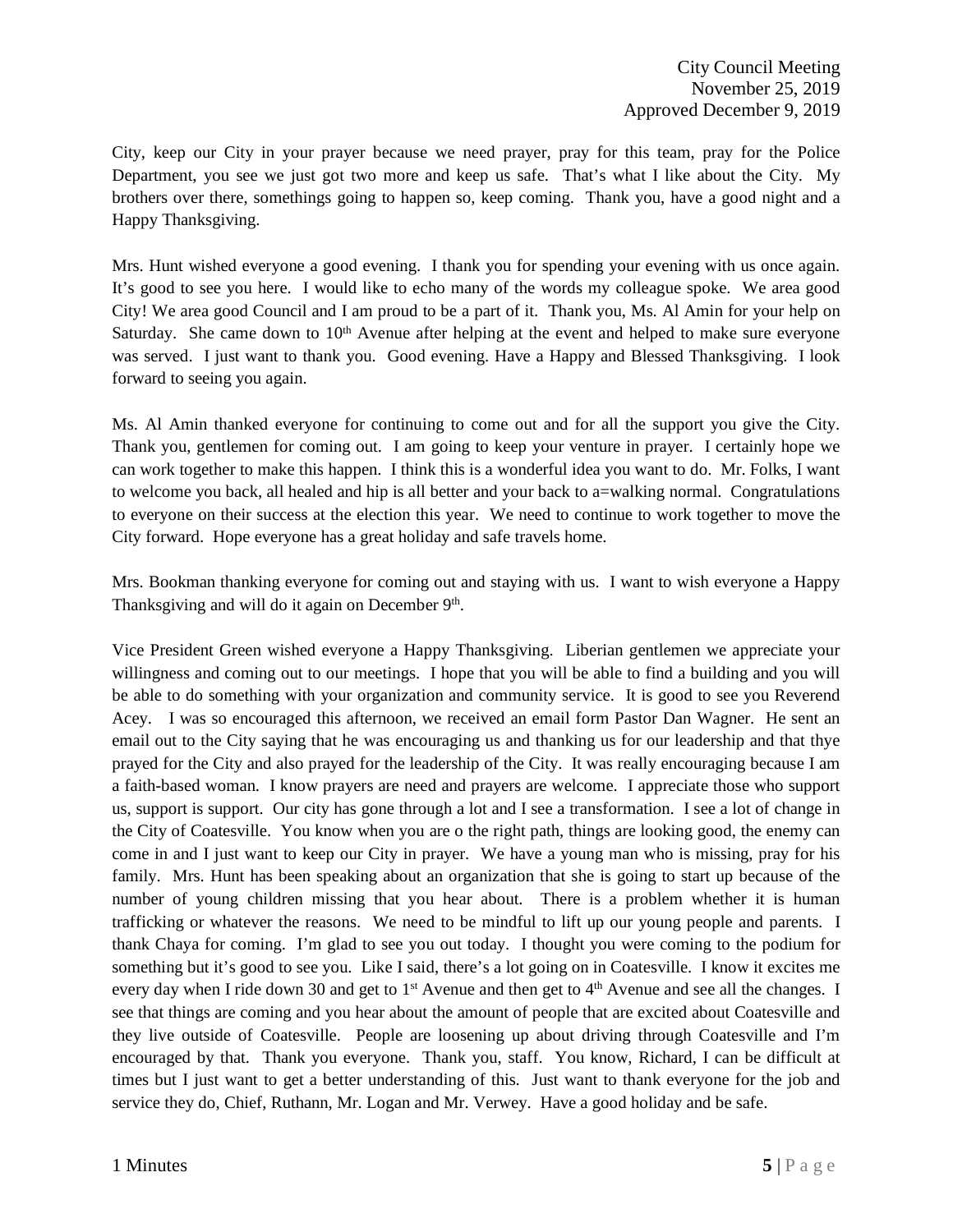City, keep our City in your prayer because we need prayer, pray for this team, pray for the Police Department, you see we just got two more and keep us safe. That's what I like about the City. My brothers over there, somethings going to happen so, keep coming. Thank you, have a good night and a Happy Thanksgiving.

Mrs. Hunt wished everyone a good evening. I thank you for spending your evening with us once again. It's good to see you here. I would like to echo many of the words my colleague spoke. We area good City! We area good Council and I am proud to be a part of it. Thank you, Ms. Al Amin for your help on Saturday. She came down to 10th Avenue after helping at the event and helped to make sure everyone was served. I just want to thank you. Good evening. Have a Happy and Blessed Thanksgiving. I look forward to seeing you again.

Ms. Al Amin thanked everyone for continuing to come out and for all the support you give the City. Thank you, gentlemen for coming out. I am going to keep your venture in prayer. I certainly hope we can work together to make this happen. I think this is a wonderful idea you want to do. Mr. Folks, I want to welcome you back, all healed and hip is all better and your back to a=walking normal. Congratulations to everyone on their success at the election this year. We need to continue to work together to move the City forward. Hope everyone has a great holiday and safe travels home.

Mrs. Bookman thanking everyone for coming out and staying with us. I want to wish everyone a Happy Thanksgiving and will do it again on December 9th.

Vice President Green wished everyone a Happy Thanksgiving. Liberian gentlemen we appreciate your willingness and coming out to our meetings. I hope that you will be able to find a building and you will be able to do something with your organization and community service. It is good to see you Reverend Acey. I was so encouraged this afternoon, we received an email form Pastor Dan Wagner. He sent an email out to the City saying that he was encouraging us and thanking us for our leadership and that thye prayed for the City and also prayed for the leadership of the City. It was really encouraging because I am a faith-based woman. I know prayers are need and prayers are welcome. I appreciate those who support us, support is support. Our city has gone through a lot and I see a transformation. I see a lot of change in the City of Coatesville. You know when you are o the right path, things are looking good, the enemy can come in and I just want to keep our City in prayer. We have a young man who is missing, pray for his family. Mrs. Hunt has been speaking about an organization that she is going to start up because of the number of young children missing that you hear about. There is a problem whether it is human trafficking or whatever the reasons. We need to be mindful to lift up our young people and parents. I thank Chaya for coming. I'm glad to see you out today. I thought you were coming to the podium for something but it's good to see you. Like I said, there's a lot going on in Coatesville. I know it excites me every day when I ride down 30 and get to 1st Avenue and then get to 4th Avenue and see all the changes. I see that things are coming and you hear about the amount of people that are excited about Coatesville and they live outside of Coatesville. People are loosening up about driving through Coatesville and I'm encouraged by that. Thank you everyone. Thank you, staff. You know, Richard, I can be difficult at times but I just want to get a better understanding of this. Just want to thank everyone for the job and service they do, Chief, Ruthann, Mr. Logan and Mr. Verwey. Have a good holiday and be safe.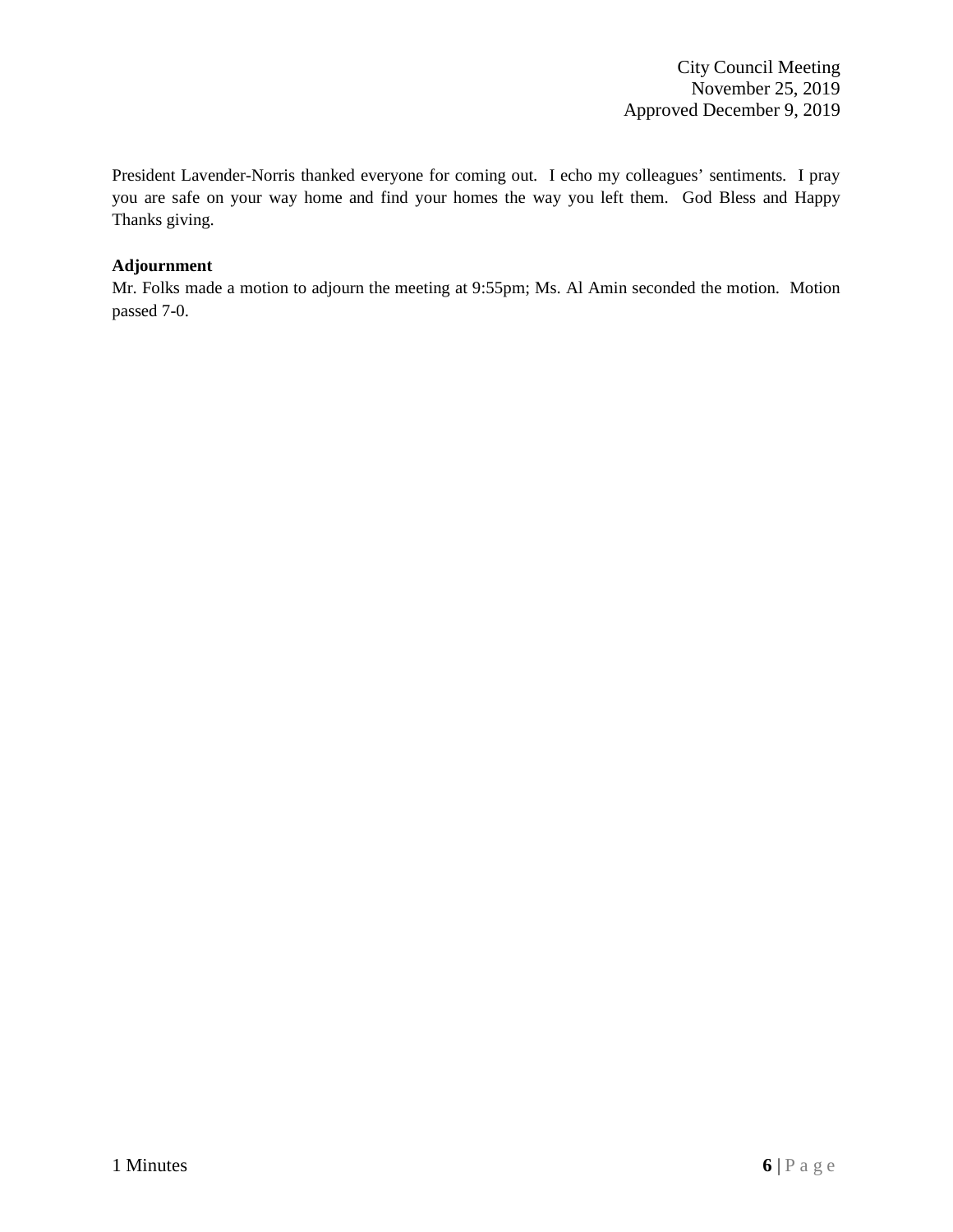President Lavender-Norris thanked everyone for coming out. I echo my colleagues' sentiments. I pray you are safe on your way home and find your homes the way you left them. God Bless and Happy Thanks giving.

**Adjournment**

Mr. Folks made a motion to adjourn the meeting at 9:55pm; Ms. Al Amin seconded the motion. Motion passed 7-0.